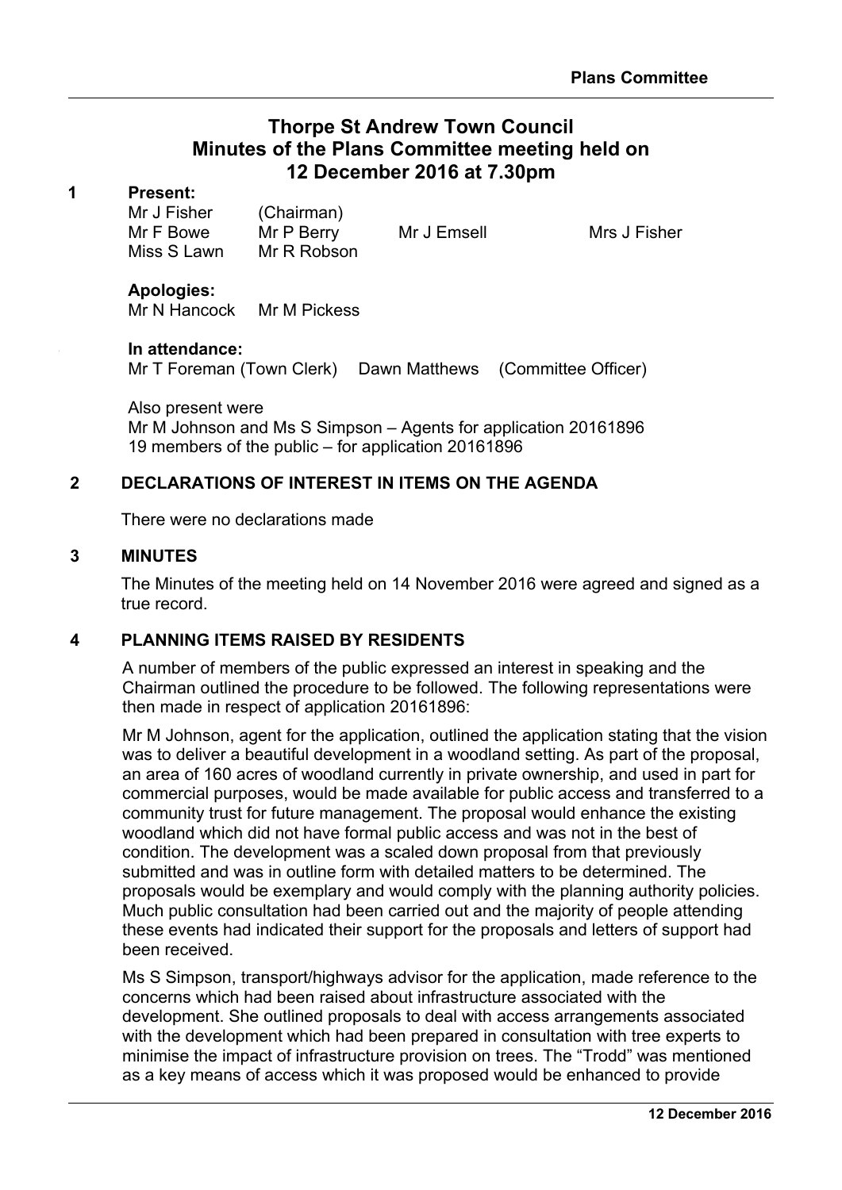# Thorpe St Andrew Town Council
## Minutes of the Plans Committee meeting held on 12 December 2016 at 7.30pm

**1 Present:**

Mr J Fisher (Chairman)
Mr F Bowe, Mr P Berry, Mr J Emsell, Mrs J Fisher
Miss S Lawn, Mr R Robson

**Apologies:**

Mr N Hancock, Mr M Pickess

**In attendance:**

Mr T Foreman (Town Clerk), Dawn Matthews (Committee Officer)

Also present were
Mr M Johnson and Ms S Simpson – Agents for application 20161896
19 members of the public – for application 20161896

### 2 DECLARATIONS OF INTEREST IN ITEMS ON THE AGENDA

There were no declarations made

### 3 MINUTES

The Minutes of the meeting held on 14 November 2016 were agreed and signed as a true record.

### 4 PLANNING ITEMS RAISED BY RESIDENTS

A number of members of the public expressed an interest in speaking and the Chairman outlined the procedure to be followed. The following representations were then made in respect of application 20161896:

Mr M Johnson, agent for the application, outlined the application stating that the vision was to deliver a beautiful development in a woodland setting. As part of the proposal, an area of 160 acres of woodland currently in private ownership, and used in part for commercial purposes, would be made available for public access and transferred to a community trust for future management. The proposal would enhance the existing woodland which did not have formal public access and was not in the best of condition. The development was a scaled down proposal from that previously submitted and was in outline form with detailed matters to be determined. The proposals would be exemplary and would comply with the planning authority policies. Much public consultation had been carried out and the majority of people attending these events had indicated their support for the proposals and letters of support had been received.

Ms S Simpson, transport/highways advisor for the application, made reference to the concerns which had been raised about infrastructure associated with the development. She outlined proposals to deal with access arrangements associated with the development which had been prepared in consultation with tree experts to minimise the impact of infrastructure provision on trees. The "Trodd" was mentioned as a key means of access which it was proposed would be enhanced to provide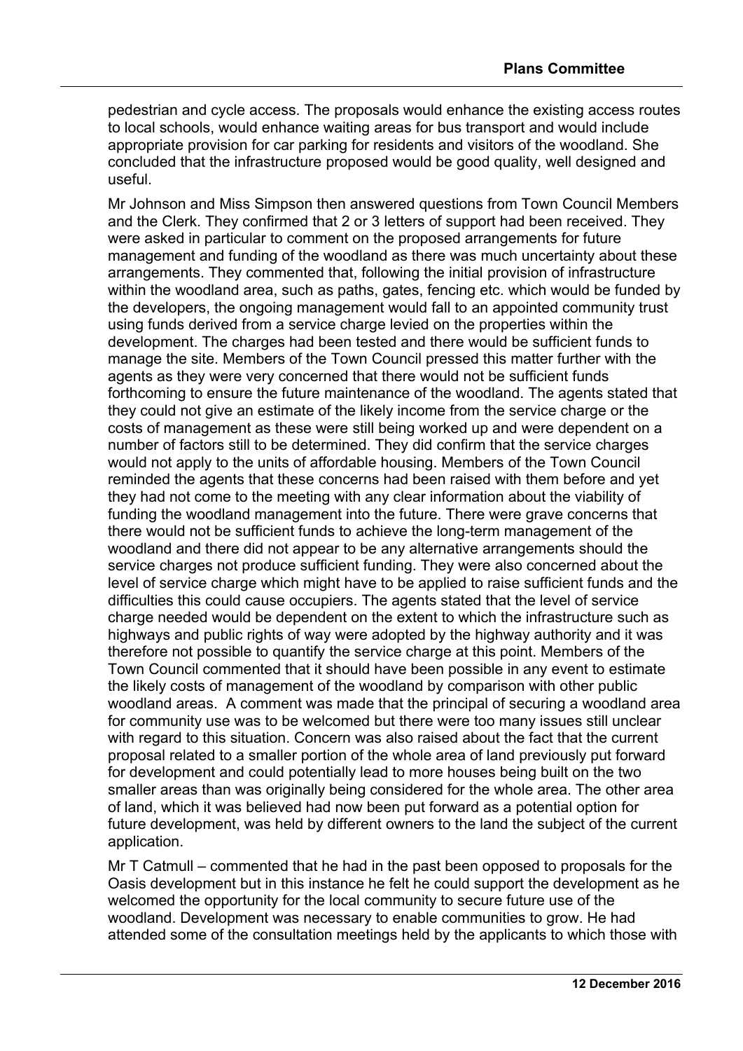pedestrian and cycle access. The proposals would enhance the existing access routes to local schools, would enhance waiting areas for bus transport and would include appropriate provision for car parking for residents and visitors of the woodland. She concluded that the infrastructure proposed would be good quality, well designed and useful.

Mr Johnson and Miss Simpson then answered questions from Town Council Members and the Clerk. They confirmed that 2 or 3 letters of support had been received. They were asked in particular to comment on the proposed arrangements for future management and funding of the woodland as there was much uncertainty about these arrangements. They commented that, following the initial provision of infrastructure within the woodland area, such as paths, gates, fencing etc. which would be funded by the developers, the ongoing management would fall to an appointed community trust using funds derived from a service charge levied on the properties within the development. The charges had been tested and there would be sufficient funds to manage the site. Members of the Town Council pressed this matter further with the agents as they were very concerned that there would not be sufficient funds forthcoming to ensure the future maintenance of the woodland. The agents stated that they could not give an estimate of the likely income from the service charge or the costs of management as these were still being worked up and were dependent on a number of factors still to be determined. They did confirm that the service charges would not apply to the units of affordable housing. Members of the Town Council reminded the agents that these concerns had been raised with them before and yet they had not come to the meeting with any clear information about the viability of funding the woodland management into the future. There were grave concerns that there would not be sufficient funds to achieve the long-term management of the woodland and there did not appear to be any alternative arrangements should the service charges not produce sufficient funding. They were also concerned about the level of service charge which might have to be applied to raise sufficient funds and the difficulties this could cause occupiers. The agents stated that the level of service charge needed would be dependent on the extent to which the infrastructure such as highways and public rights of way were adopted by the highway authority and it was therefore not possible to quantify the service charge at this point. Members of the Town Council commented that it should have been possible in any event to estimate the likely costs of management of the woodland by comparison with other public woodland areas. A comment was made that the principal of securing a woodland area for community use was to be welcomed but there were too many issues still unclear with regard to this situation. Concern was also raised about the fact that the current proposal related to a smaller portion of the whole area of land previously put forward for development and could potentially lead to more houses being built on the two smaller areas than was originally being considered for the whole area. The other area of land, which it was believed had now been put forward as a potential option for future development, was held by different owners to the land the subject of the current application.

Mr T Catmull – commented that he had in the past been opposed to proposals for the Oasis development but in this instance he felt he could support the development as he welcomed the opportunity for the local community to secure future use of the woodland. Development was necessary to enable communities to grow. He had attended some of the consultation meetings held by the applicants to which those with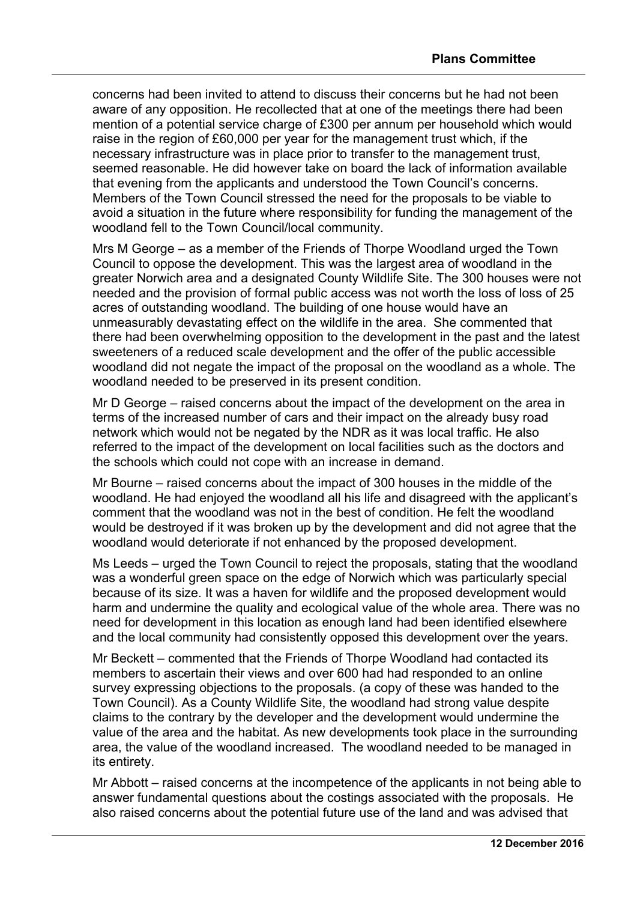concerns had been invited to attend to discuss their concerns but he had not been aware of any opposition. He recollected that at one of the meetings there had been mention of a potential service charge of £300 per annum per household which would raise in the region of £60,000 per year for the management trust which, if the necessary infrastructure was in place prior to transfer to the management trust, seemed reasonable. He did however take on board the lack of information available that evening from the applicants and understood the Town Council's concerns. Members of the Town Council stressed the need for the proposals to be viable to avoid a situation in the future where responsibility for funding the management of the woodland fell to the Town Council/local community.

Mrs M George – as a member of the Friends of Thorpe Woodland urged the Town Council to oppose the development. This was the largest area of woodland in the greater Norwich area and a designated County Wildlife Site. The 300 houses were not needed and the provision of formal public access was not worth the loss of loss of 25 acres of outstanding woodland. The building of one house would have an unmeasurably devastating effect on the wildlife in the area. She commented that there had been overwhelming opposition to the development in the past and the latest sweeteners of a reduced scale development and the offer of the public accessible woodland did not negate the impact of the proposal on the woodland as a whole. The woodland needed to be preserved in its present condition.

Mr D George – raised concerns about the impact of the development on the area in terms of the increased number of cars and their impact on the already busy road network which would not be negated by the NDR as it was local traffic. He also referred to the impact of the development on local facilities such as the doctors and the schools which could not cope with an increase in demand.

Mr Bourne – raised concerns about the impact of 300 houses in the middle of the woodland. He had enjoyed the woodland all his life and disagreed with the applicant's comment that the woodland was not in the best of condition. He felt the woodland would be destroyed if it was broken up by the development and did not agree that the woodland would deteriorate if not enhanced by the proposed development.

Ms Leeds – urged the Town Council to reject the proposals, stating that the woodland was a wonderful green space on the edge of Norwich which was particularly special because of its size. It was a haven for wildlife and the proposed development would harm and undermine the quality and ecological value of the whole area. There was no need for development in this location as enough land had been identified elsewhere and the local community had consistently opposed this development over the years.

Mr Beckett – commented that the Friends of Thorpe Woodland had contacted its members to ascertain their views and over 600 had had responded to an online survey expressing objections to the proposals. (a copy of these was handed to the Town Council). As a County Wildlife Site, the woodland had strong value despite claims to the contrary by the developer and the development would undermine the value of the area and the habitat. As new developments took place in the surrounding area, the value of the woodland increased. The woodland needed to be managed in its entirety.

Mr Abbott – raised concerns at the incompetence of the applicants in not being able to answer fundamental questions about the costings associated with the proposals. He also raised concerns about the potential future use of the land and was advised that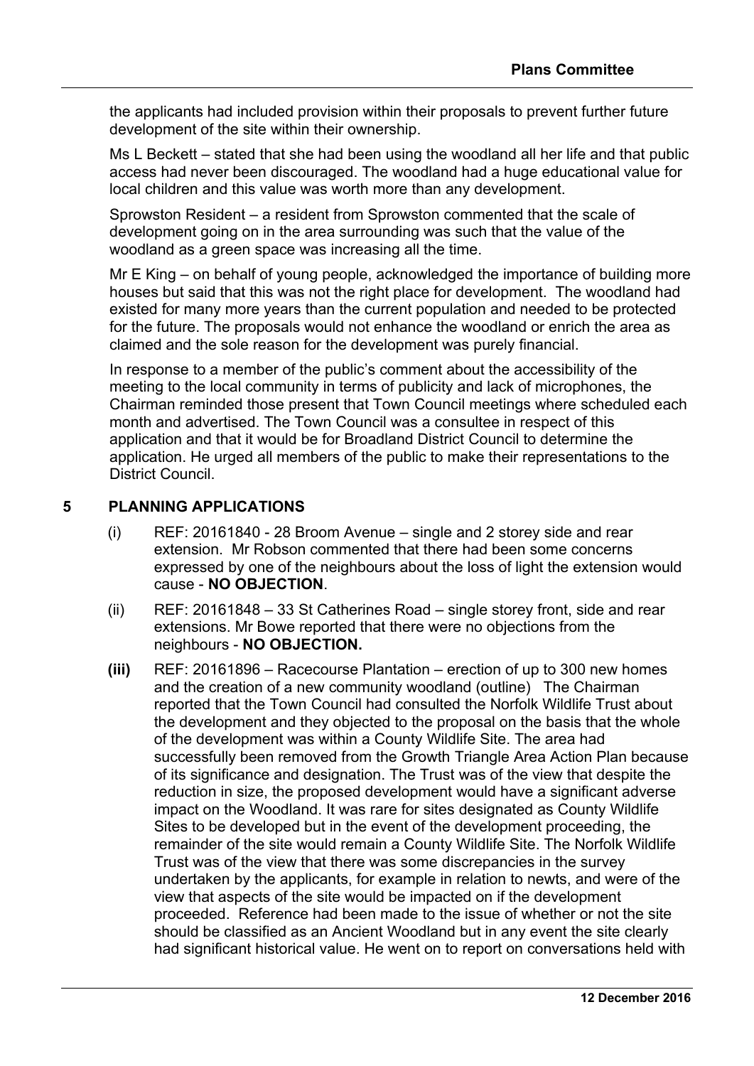the applicants had included provision within their proposals to prevent further future development of the site within their ownership.

Ms L Beckett – stated that she had been using the woodland all her life and that public access had never been discouraged. The woodland had a huge educational value for local children and this value was worth more than any development.

Sprowston Resident – a resident from Sprowston commented that the scale of development going on in the area surrounding was such that the value of the woodland as a green space was increasing all the time.

Mr E King – on behalf of young people, acknowledged the importance of building more houses but said that this was not the right place for development. The woodland had existed for many more years than the current population and needed to be protected for the future. The proposals would not enhance the woodland or enrich the area as claimed and the sole reason for the development was purely financial.

In response to a member of the public's comment about the accessibility of the meeting to the local community in terms of publicity and lack of microphones, the Chairman reminded those present that Town Council meetings where scheduled each month and advertised. The Town Council was a consultee in respect of this application and that it would be for Broadland District Council to determine the application. He urged all members of the public to make their representations to the District Council.

## 5 PLANNING APPLICATIONS

(i) REF: 20161840 - 28 Broom Avenue – single and 2 storey side and rear extension. Mr Robson commented that there had been some concerns expressed by one of the neighbours about the loss of light the extension would cause - **NO OBJECTION**.

(ii) REF: 20161848 – 33 St Catherines Road – single storey front, side and rear extensions. Mr Bowe reported that there were no objections from the neighbours - **NO OBJECTION.**

**(iii)** REF: 20161896 – Racecourse Plantation – erection of up to 300 new homes and the creation of a new community woodland (outline) The Chairman reported that the Town Council had consulted the Norfolk Wildlife Trust about the development and they objected to the proposal on the basis that the whole of the development was within a County Wildlife Site. The area had successfully been removed from the Growth Triangle Area Action Plan because of its significance and designation. The Trust was of the view that despite the reduction in size, the proposed development would have a significant adverse impact on the Woodland. It was rare for sites designated as County Wildlife Sites to be developed but in the event of the development proceeding, the remainder of the site would remain a County Wildlife Site. The Norfolk Wildlife Trust was of the view that there was some discrepancies in the survey undertaken by the applicants, for example in relation to newts, and were of the view that aspects of the site would be impacted on if the development proceeded. Reference had been made to the issue of whether or not the site should be classified as an Ancient Woodland but in any event the site clearly had significant historical value. He went on to report on conversations held with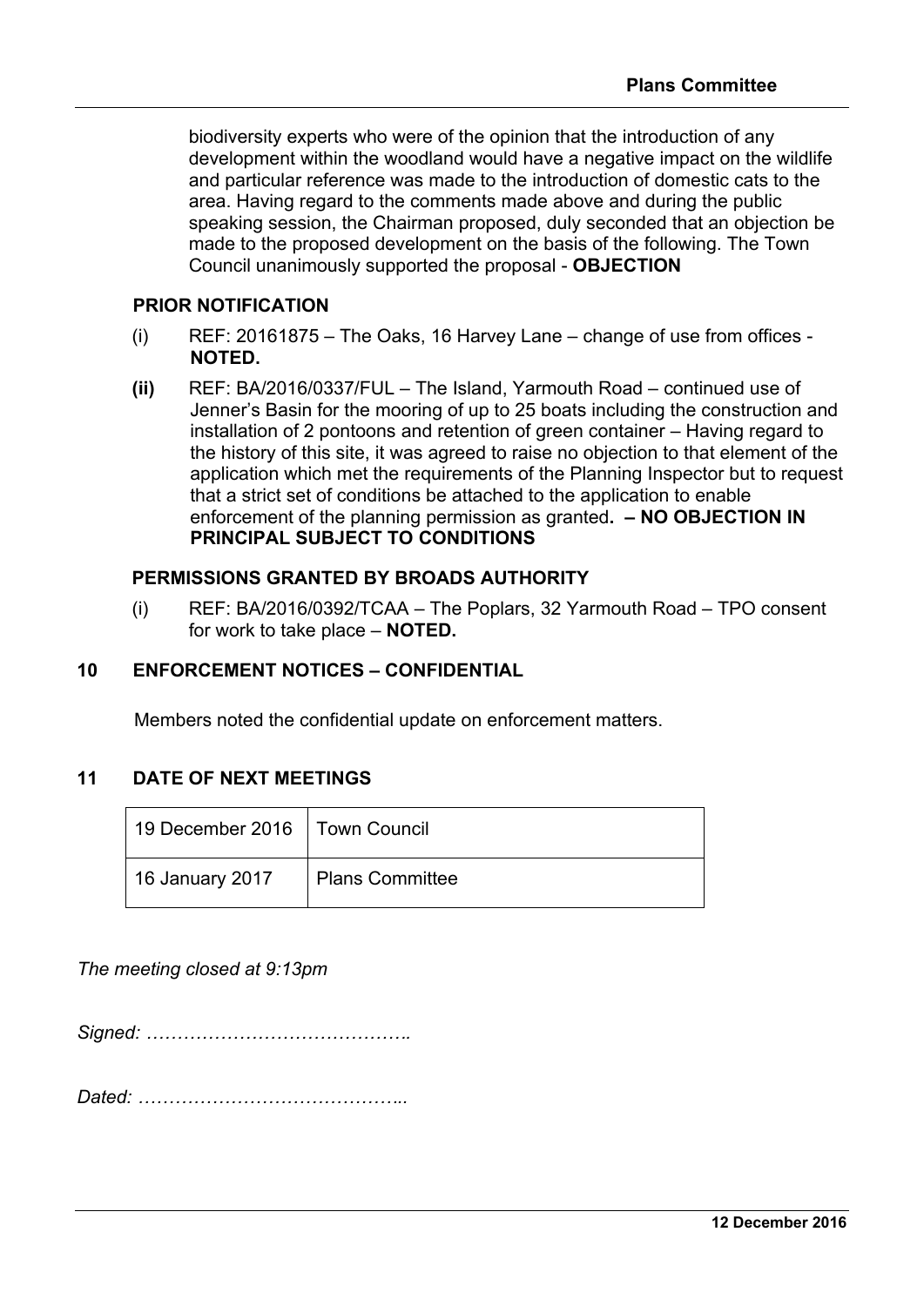biodiversity experts who were of the opinion that the introduction of any development within the woodland would have a negative impact on the wildlife and particular reference was made to the introduction of domestic cats to the area. Having regard to the comments made above and during the public speaking session, the Chairman proposed, duly seconded that an objection be made to the proposed development on the basis of the following. The Town Council unanimously supported the proposal - **OBJECTION**

**PRIOR NOTIFICATION**

(i) REF: 20161875 – The Oaks, 16 Harvey Lane – change of use from offices - **NOTED.**

**(ii)** REF: BA/2016/0337/FUL – The Island, Yarmouth Road – continued use of Jenner's Basin for the mooring of up to 25 boats including the construction and installation of 2 pontoons and retention of green container – Having regard to the history of this site, it was agreed to raise no objection to that element of the application which met the requirements of the Planning Inspector but to request that a strict set of conditions be attached to the application to enable enforcement of the planning permission as granted**. – NO OBJECTION IN PRINCIPAL SUBJECT TO CONDITIONS**

**PERMISSIONS GRANTED BY BROADS AUTHORITY**

(i) REF: BA/2016/0392/TCAA – The Poplars, 32 Yarmouth Road – TPO consent for work to take place – **NOTED.**

## 10 ENFORCEMENT NOTICES – CONFIDENTIAL

Members noted the confidential update on enforcement matters.

## 11 DATE OF NEXT MEETINGS

| | |
|---|---|
| 19 December 2016 | Town Council |
| 16 January 2017 | Plans Committee |

*The meeting closed at 9:13pm*

*Signed: ………………………………….*

*Dated: …………………………………...*